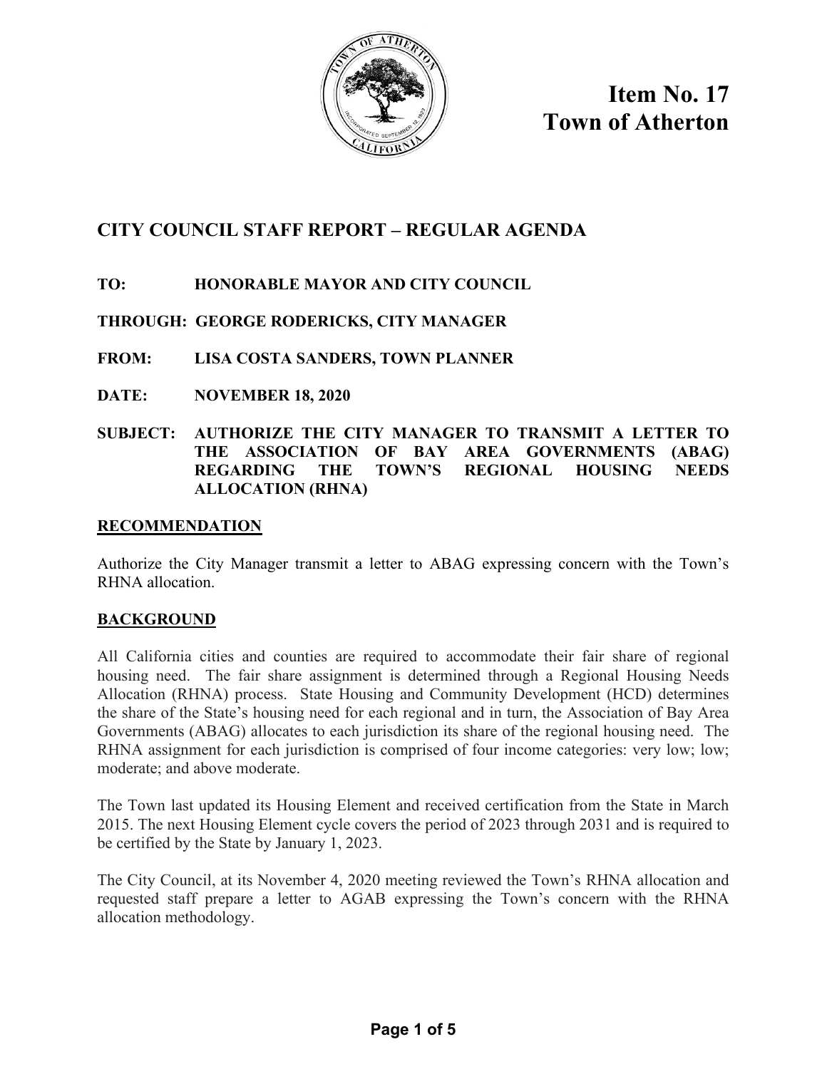# Item No. 17
# Town of Atherton

## CITY COUNCIL STAFF REPORT – REGULAR AGENDA

**TO:** HONORABLE MAYOR AND CITY COUNCIL

**THROUGH:** GEORGE RODERICKS, CITY MANAGER

**FROM:** LISA COSTA SANDERS, TOWN PLANNER

**DATE:** NOVEMBER 18, 2020

**SUBJECT:** AUTHORIZE THE CITY MANAGER TO TRANSMIT A LETTER TO THE ASSOCIATION OF BAY AREA GOVERNMENTS (ABAG) REGARDING THE TOWN'S REGIONAL HOUSING NEEDS ALLOCATION (RHNA)

### RECOMMENDATION

Authorize the City Manager transmit a letter to ABAG expressing concern with the Town's RHNA allocation.

### BACKGROUND

All California cities and counties are required to accommodate their fair share of regional housing need. The fair share assignment is determined through a Regional Housing Needs Allocation (RHNA) process. State Housing and Community Development (HCD) determines the share of the State's housing need for each regional and in turn, the Association of Bay Area Governments (ABAG) allocates to each jurisdiction its share of the regional housing need. The RHNA assignment for each jurisdiction is comprised of four income categories: very low; low; moderate; and above moderate.

The Town last updated its Housing Element and received certification from the State in March 2015. The next Housing Element cycle covers the period of 2023 through 2031 and is required to be certified by the State by January 1, 2023.

The City Council, at its November 4, 2020 meeting reviewed the Town's RHNA allocation and requested staff prepare a letter to AGAB expressing the Town's concern with the RHNA allocation methodology.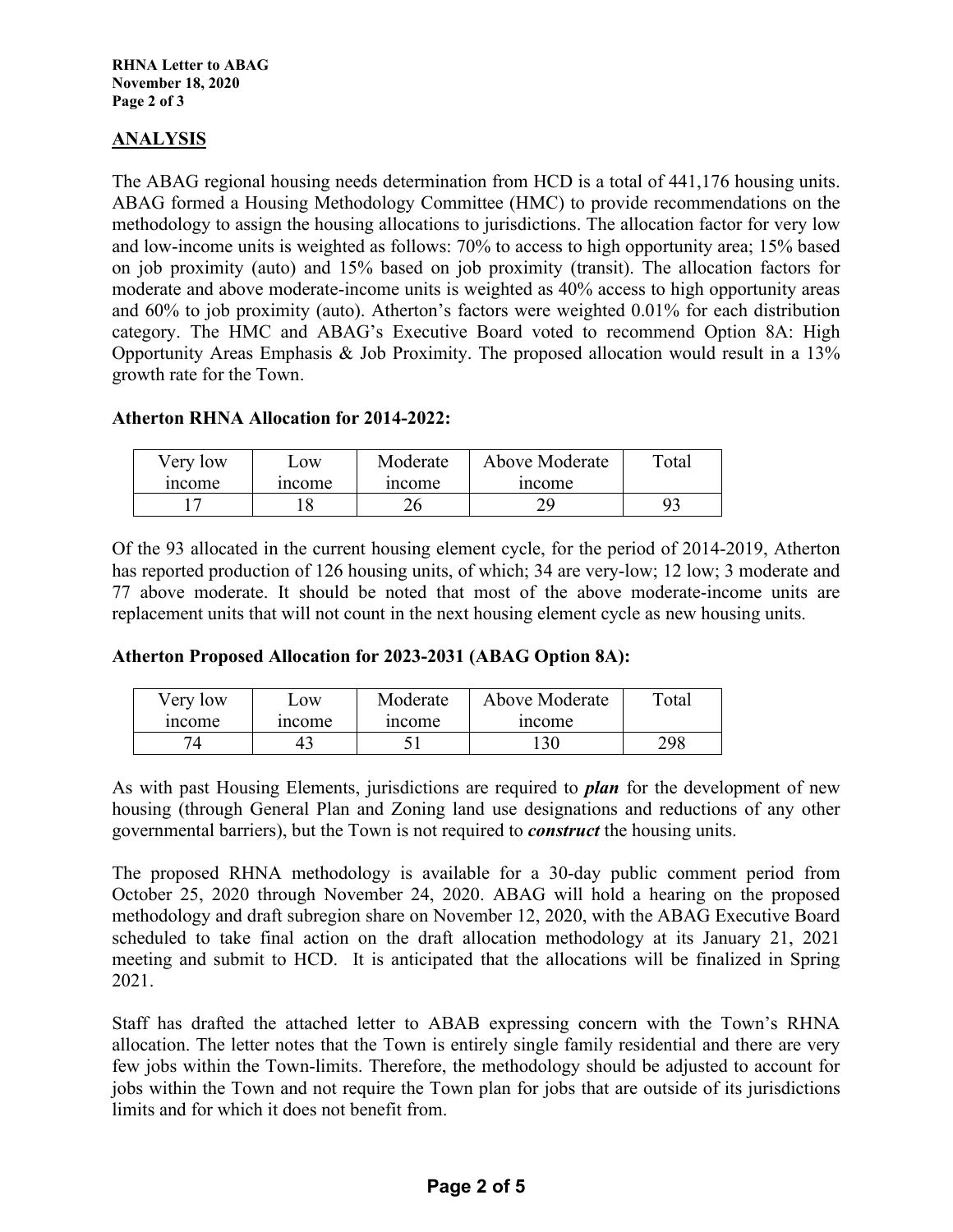## ANALYSIS

The ABAG regional housing needs determination from HCD is a total of 441,176 housing units. ABAG formed a Housing Methodology Committee (HMC) to provide recommendations on the methodology to assign the housing allocations to jurisdictions. The allocation factor for very low and low-income units is weighted as follows: 70% to access to high opportunity area; 15% based on job proximity (auto) and 15% based on job proximity (transit). The allocation factors for moderate and above moderate-income units is weighted as 40% access to high opportunity areas and 60% to job proximity (auto). Atherton's factors were weighted 0.01% for each distribution category. The HMC and ABAG's Executive Board voted to recommend Option 8A: High Opportunity Areas Emphasis & Job Proximity. The proposed allocation would result in a 13% growth rate for the Town.

**Atherton RHNA Allocation for 2014-2022:**

| Very low income | Low income | Moderate income | Above Moderate income | Total |
|---|---|---|---|---|
| 17 | 18 | 26 | 29 | 93 |

Of the 93 allocated in the current housing element cycle, for the period of 2014-2019, Atherton has reported production of 126 housing units, of which; 34 are very-low; 12 low; 3 moderate and 77 above moderate. It should be noted that most of the above moderate-income units are replacement units that will not count in the next housing element cycle as new housing units.

**Atherton Proposed Allocation for 2023-2031 (ABAG Option 8A):**

| Very low income | Low income | Moderate income | Above Moderate income | Total |
|---|---|---|---|---|
| 74 | 43 | 51 | 130 | 298 |

As with past Housing Elements, jurisdictions are required to ***plan*** for the development of new housing (through General Plan and Zoning land use designations and reductions of any other governmental barriers), but the Town is not required to ***construct*** the housing units.

The proposed RHNA methodology is available for a 30-day public comment period from October 25, 2020 through November 24, 2020. ABAG will hold a hearing on the proposed methodology and draft subregion share on November 12, 2020, with the ABAG Executive Board scheduled to take final action on the draft allocation methodology at its January 21, 2021 meeting and submit to HCD. It is anticipated that the allocations will be finalized in Spring 2021.

Staff has drafted the attached letter to ABAB expressing concern with the Town's RHNA allocation. The letter notes that the Town is entirely single family residential and there are very few jobs within the Town-limits. Therefore, the methodology should be adjusted to account for jobs within the Town and not require the Town plan for jobs that are outside of its jurisdictions limits and for which it does not benefit from.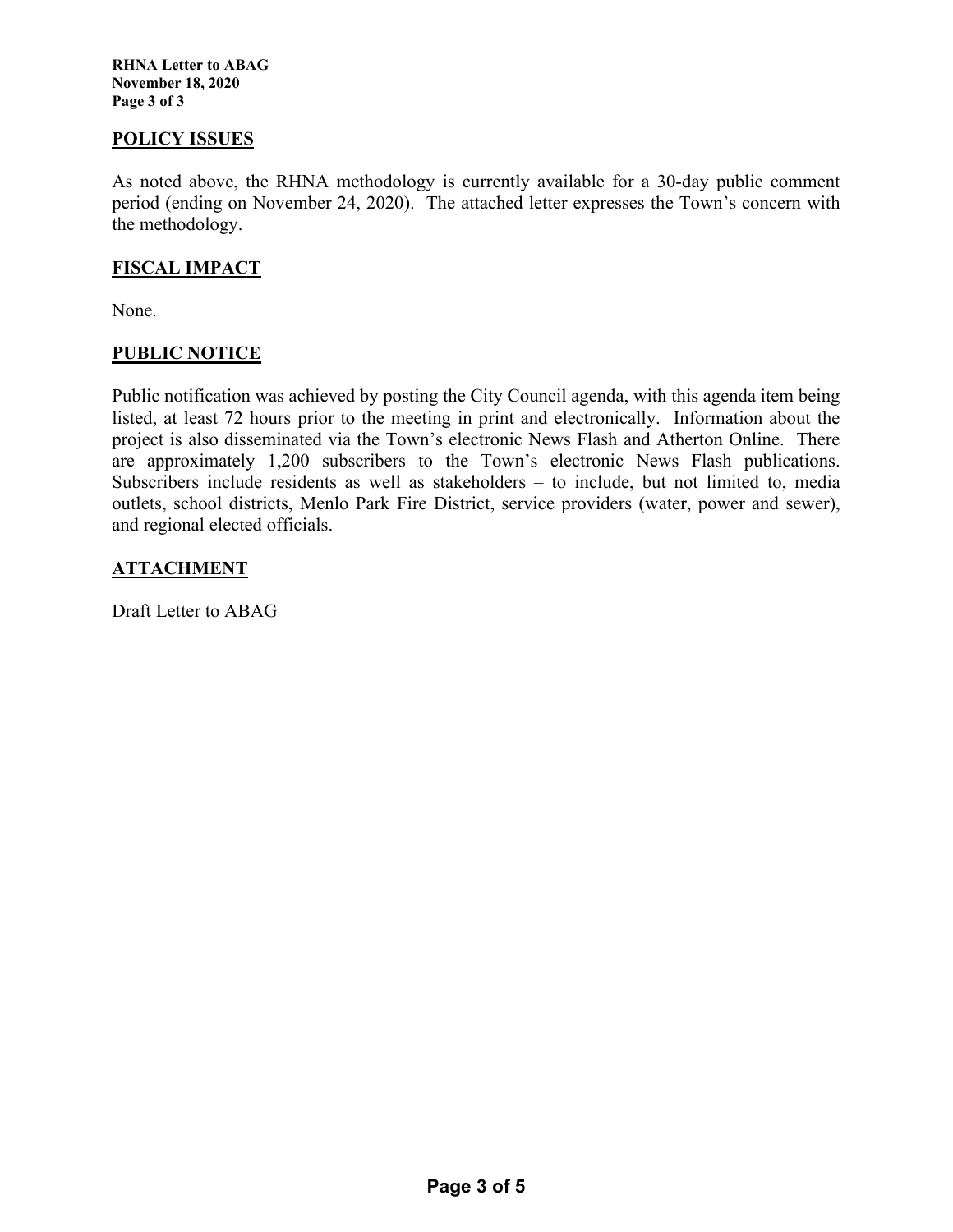## POLICY ISSUES

As noted above, the RHNA methodology is currently available for a 30-day public comment period (ending on November 24, 2020). The attached letter expresses the Town's concern with the methodology.

## FISCAL IMPACT

None.

## PUBLIC NOTICE

Public notification was achieved by posting the City Council agenda, with this agenda item being listed, at least 72 hours prior to the meeting in print and electronically. Information about the project is also disseminated via the Town's electronic News Flash and Atherton Online. There are approximately 1,200 subscribers to the Town's electronic News Flash publications. Subscribers include residents as well as stakeholders – to include, but not limited to, media outlets, school districts, Menlo Park Fire District, service providers (water, power and sewer), and regional elected officials.

## ATTACHMENT

Draft Letter to ABAG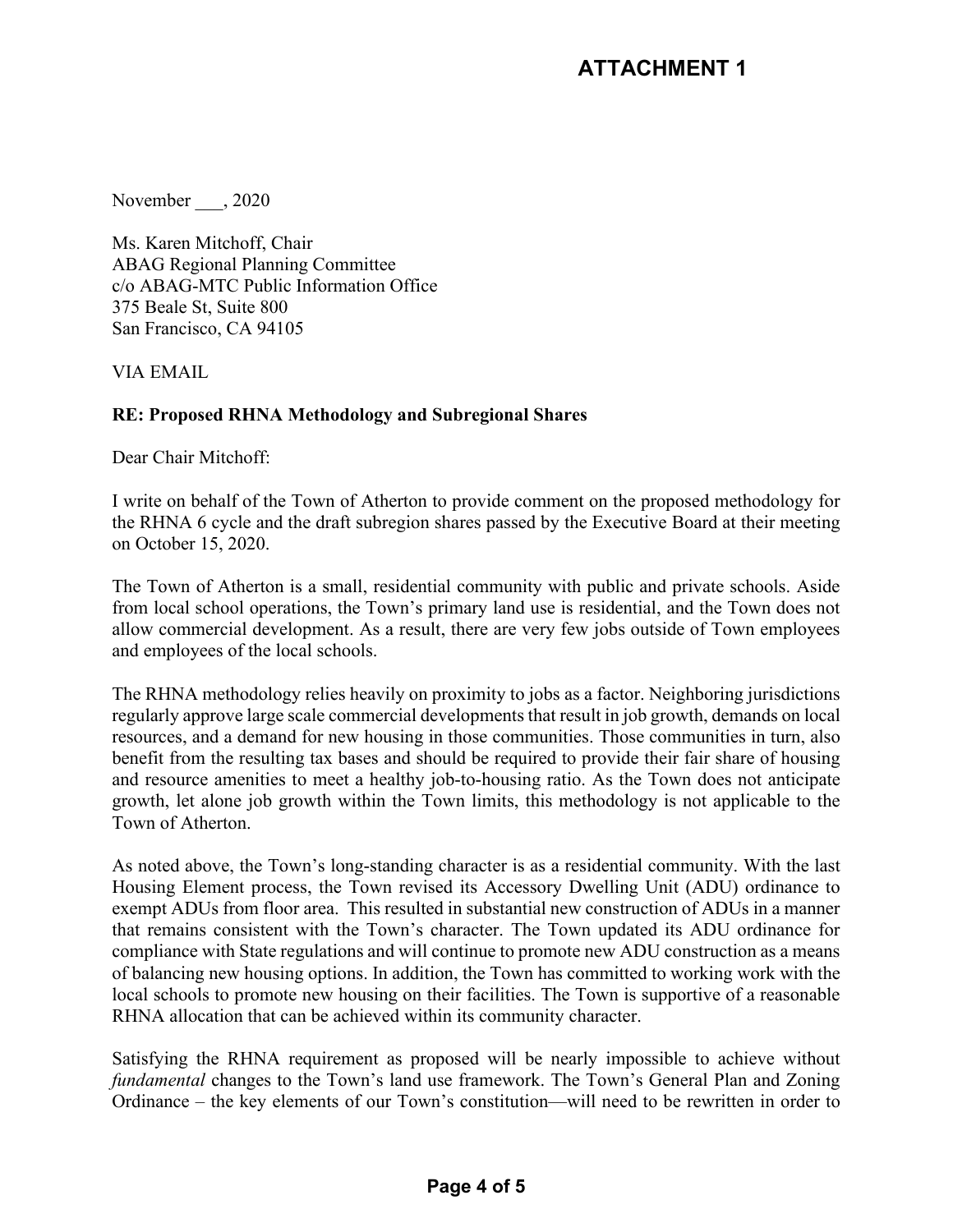**ATTACHMENT 1**

November ___, 2020

Ms. Karen Mitchoff, Chair
ABAG Regional Planning Committee
c/o ABAG-MTC Public Information Office
375 Beale St, Suite 800
San Francisco, CA 94105

VIA EMAIL

**RE: Proposed RHNA Methodology and Subregional Shares**

Dear Chair Mitchoff:

I write on behalf of the Town of Atherton to provide comment on the proposed methodology for the RHNA 6 cycle and the draft subregion shares passed by the Executive Board at their meeting on October 15, 2020.

The Town of Atherton is a small, residential community with public and private schools. Aside from local school operations, the Town's primary land use is residential, and the Town does not allow commercial development. As a result, there are very few jobs outside of Town employees and employees of the local schools.

The RHNA methodology relies heavily on proximity to jobs as a factor. Neighboring jurisdictions regularly approve large scale commercial developments that result in job growth, demands on local resources, and a demand for new housing in those communities. Those communities in turn, also benefit from the resulting tax bases and should be required to provide their fair share of housing and resource amenities to meet a healthy job-to-housing ratio. As the Town does not anticipate growth, let alone job growth within the Town limits, this methodology is not applicable to the Town of Atherton.

As noted above, the Town's long-standing character is as a residential community. With the last Housing Element process, the Town revised its Accessory Dwelling Unit (ADU) ordinance to exempt ADUs from floor area. This resulted in substantial new construction of ADUs in a manner that remains consistent with the Town's character. The Town updated its ADU ordinance for compliance with State regulations and will continue to promote new ADU construction as a means of balancing new housing options. In addition, the Town has committed to working work with the local schools to promote new housing on their facilities. The Town is supportive of a reasonable RHNA allocation that can be achieved within its community character.

Satisfying the RHNA requirement as proposed will be nearly impossible to achieve without *fundamental* changes to the Town's land use framework. The Town's General Plan and Zoning Ordinance – the key elements of our Town's constitution—will need to be rewritten in order to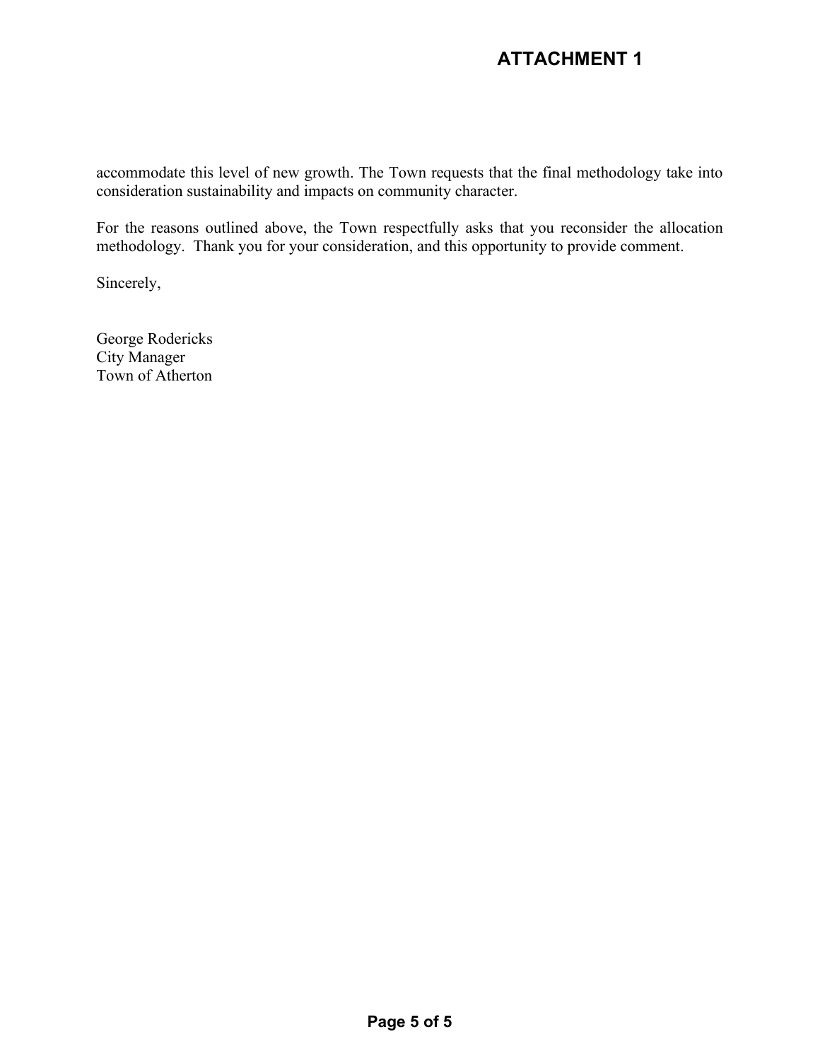accommodate this level of new growth. The Town requests that the final methodology take into consideration sustainability and impacts on community character.

For the reasons outlined above, the Town respectfully asks that you reconsider the allocation methodology. Thank you for your consideration, and this opportunity to provide comment.

Sincerely,

George Rodericks  
City Manager  
Town of Atherton